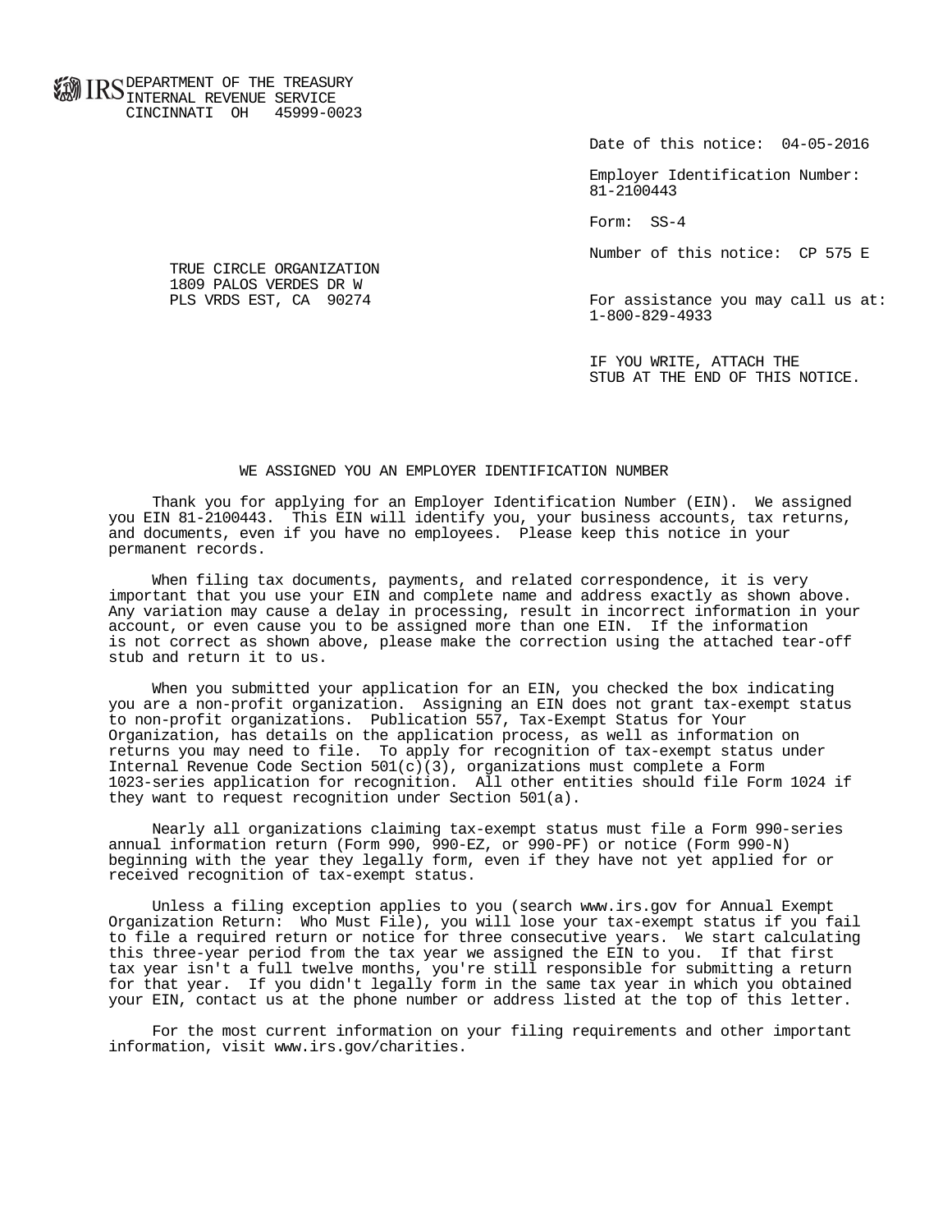IRS DEPARTMENT OF THE TREASURY
INTERNAL REVENUE SERVICE
CINCINNATI OH 45999-0023

Date of this notice: 04-05-2016

Employer Identification Number:
81-2100443

Form: SS-4

Number of this notice: CP 575 E

TRUE CIRCLE ORGANIZATION
1809 PALOS VERDES DR W
PLS VRDS EST, CA 90274

For assistance you may call us at:
1-800-829-4933

IF YOU WRITE, ATTACH THE
STUB AT THE END OF THIS NOTICE.

## WE ASSIGNED YOU AN EMPLOYER IDENTIFICATION NUMBER

Thank you for applying for an Employer Identification Number (EIN). We assigned you EIN 81-2100443. This EIN will identify you, your business accounts, tax returns, and documents, even if you have no employees. Please keep this notice in your permanent records.

When filing tax documents, payments, and related correspondence, it is very important that you use your EIN and complete name and address exactly as shown above. Any variation may cause a delay in processing, result in incorrect information in your account, or even cause you to be assigned more than one EIN. If the information is not correct as shown above, please make the correction using the attached tear-off stub and return it to us.

When you submitted your application for an EIN, you checked the box indicating you are a non-profit organization. Assigning an EIN does not grant tax-exempt status to non-profit organizations. Publication 557, Tax-Exempt Status for Your Organization, has details on the application process, as well as information on returns you may need to file. To apply for recognition of tax-exempt status under Internal Revenue Code Section 501(c)(3), organizations must complete a Form 1023-series application for recognition. All other entities should file Form 1024 if they want to request recognition under Section 501(a).

Nearly all organizations claiming tax-exempt status must file a Form 990-series annual information return (Form 990, 990-EZ, or 990-PF) or notice (Form 990-N) beginning with the year they legally form, even if they have not yet applied for or received recognition of tax-exempt status.

Unless a filing exception applies to you (search www.irs.gov for Annual Exempt Organization Return: Who Must File), you will lose your tax-exempt status if you fail to file a required return or notice for three consecutive years. We start calculating this three-year period from the tax year we assigned the EIN to you. If that first tax year isn't a full twelve months, you're still responsible for submitting a return for that year. If you didn't legally form in the same tax year in which you obtained your EIN, contact us at the phone number or address listed at the top of this letter.

For the most current information on your filing requirements and other important information, visit www.irs.gov/charities.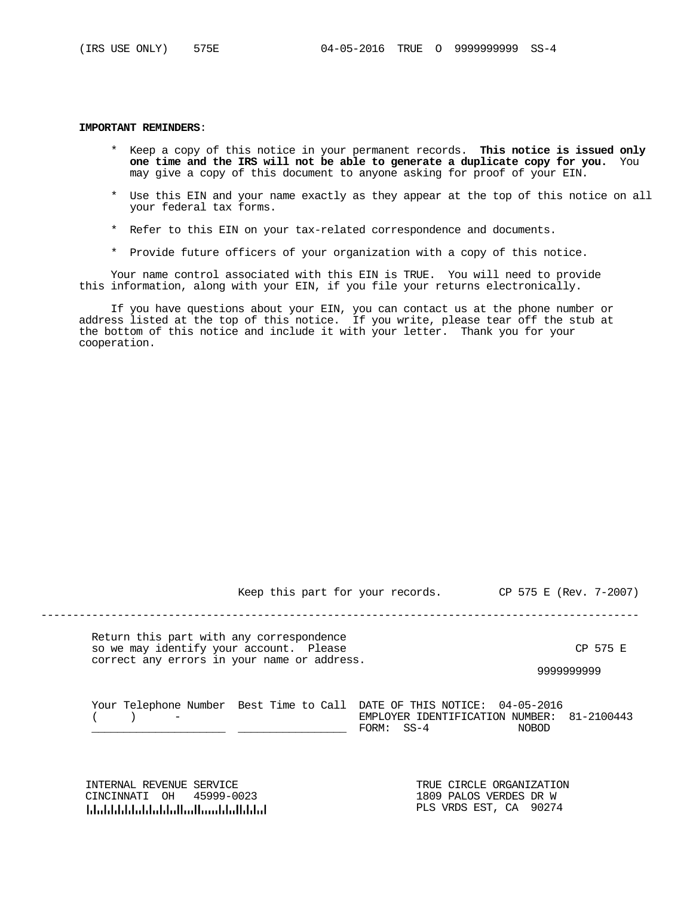(IRS USE ONLY) 575E 04-05-2016 TRUE O 9999999999 SS-4

**IMPORTANT REMINDERS**:

- * Keep a copy of this notice in your permanent records. **This notice is issued only one time and the IRS will not be able to generate a duplicate copy for you.** You may give a copy of this document to anyone asking for proof of your EIN.
- * Use this EIN and your name exactly as they appear at the top of this notice on all your federal tax forms.
- * Refer to this EIN on your tax-related correspondence and documents.
- * Provide future officers of your organization with a copy of this notice.

Your name control associated with this EIN is TRUE. You will need to provide this information, along with your EIN, if you file your returns electronically.

If you have questions about your EIN, you can contact us at the phone number or address listed at the top of this notice. If you write, please tear off the stub at the bottom of this notice and include it with your letter. Thank you for your cooperation.

Keep this part for your records. CP 575 E (Rev. 7-2007)

---

Return this part with any correspondence so we may identify your account. Please correct any errors in your name or address.

CP 575 E

9999999999

Your Telephone Number ( ) - ____________________

Best Time to Call ________________

DATE OF THIS NOTICE: 04-05-2016
EMPLOYER IDENTIFICATION NUMBER: 81-2100443
FORM: SS-4 NOBOD

INTERNAL REVENUE SERVICE
CINCINNATI OH 45999-0023

TRUE CIRCLE ORGANIZATION
1809 PALOS VERDES DR W
PLS VRDS EST, CA 90274